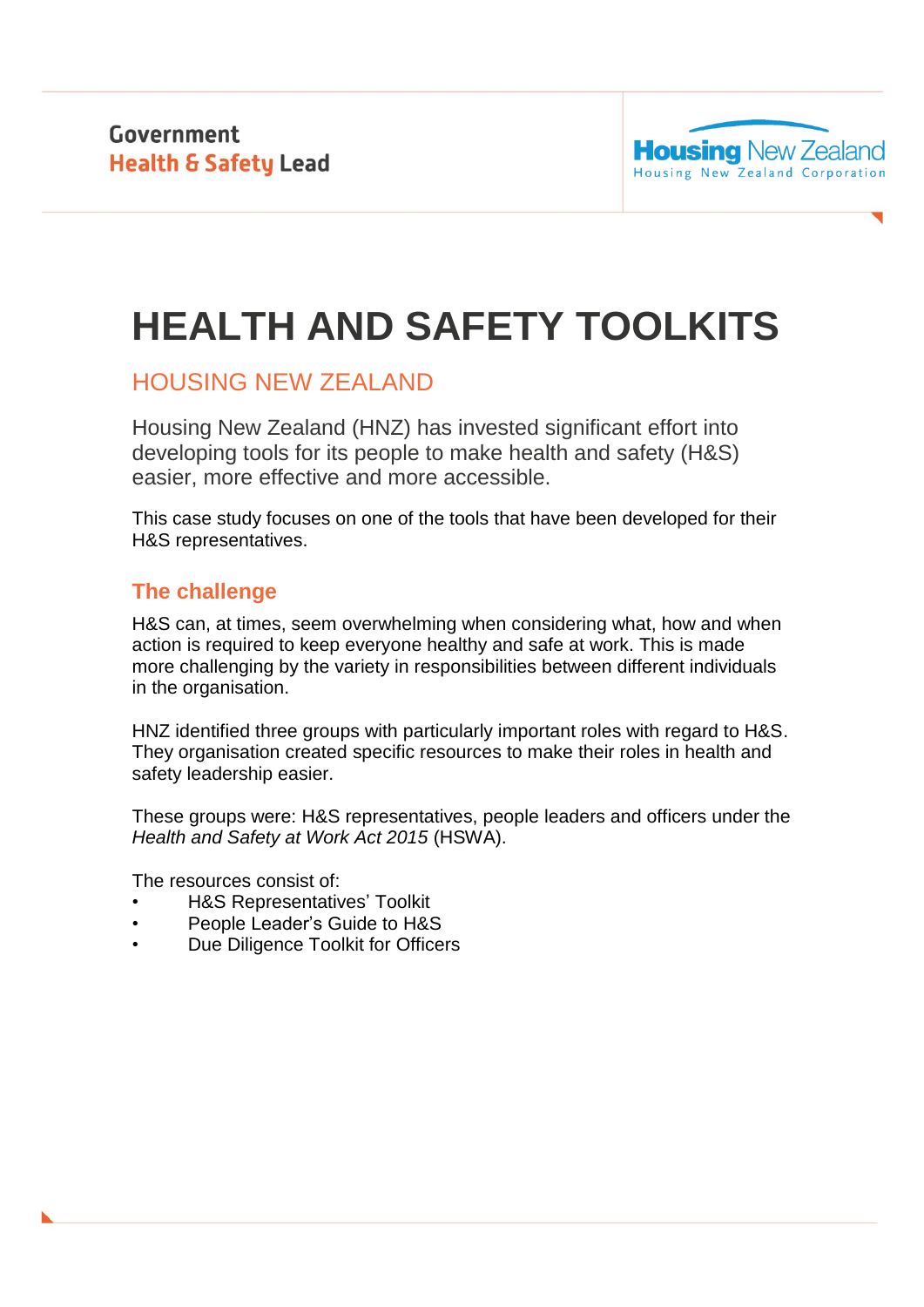Government
Health & Safety Lead

Housing New Zealand
Housing New Zealand Corporation

# HEALTH AND SAFETY TOOLKITS

## HOUSING NEW ZEALAND

Housing New Zealand (HNZ) has invested significant effort into developing tools for its people to make health and safety (H&S) easier, more effective and more accessible.

This case study focuses on one of the tools that have been developed for their H&S representatives.

### The challenge

H&S can, at times, seem overwhelming when considering what, how and when action is required to keep everyone healthy and safe at work. This is made more challenging by the variety in responsibilities between different individuals in the organisation.

HNZ identified three groups with particularly important roles with regard to H&S. They organisation created specific resources to make their roles in health and safety leadership easier.

These groups were: H&S representatives, people leaders and officers under the *Health and Safety at Work Act 2015* (HSWA).

The resources consist of:

- H&S Representatives' Toolkit
- People Leader's Guide to H&S
- Due Diligence Toolkit for Officers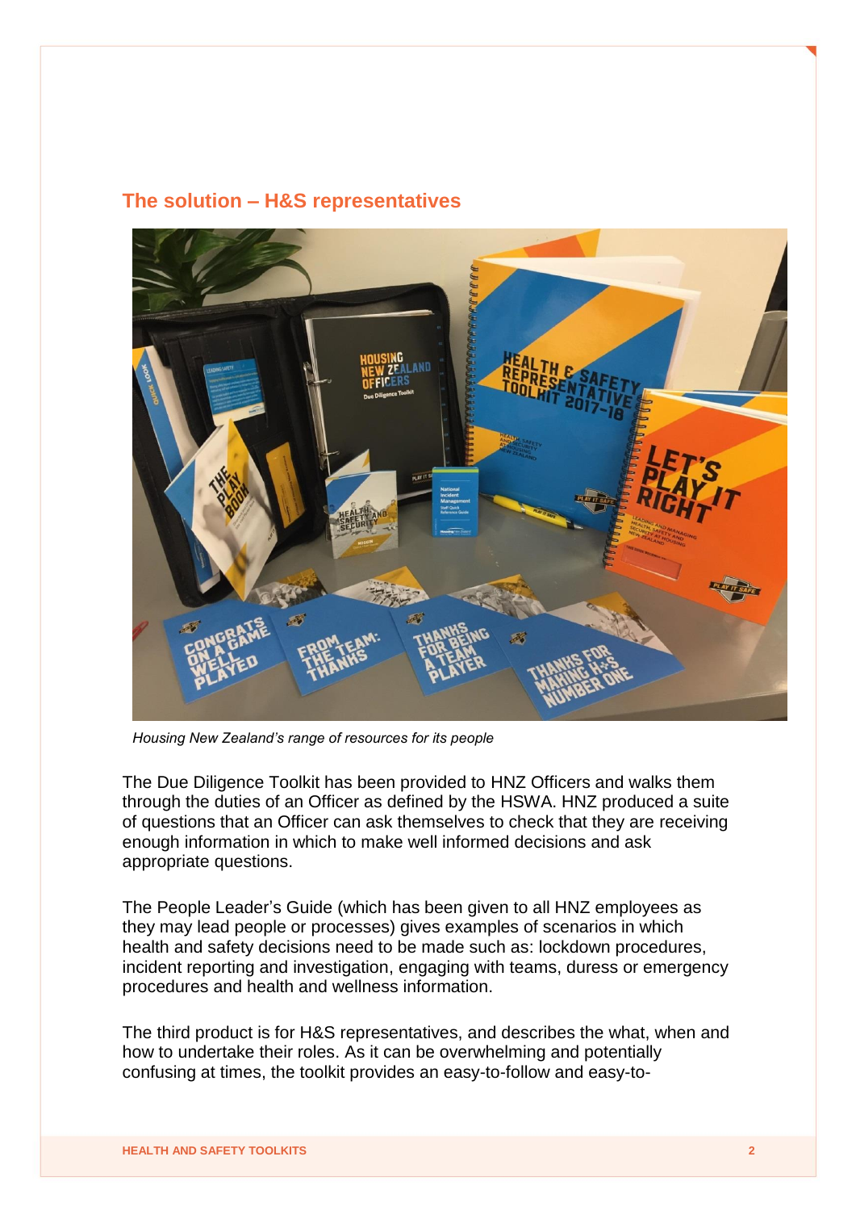## The solution – H&S representatives

*Housing New Zealand's range of resources for its people*

The Due Diligence Toolkit has been provided to HNZ Officers and walks them through the duties of an Officer as defined by the HSWA. HNZ produced a suite of questions that an Officer can ask themselves to check that they are receiving enough information in which to make well informed decisions and ask appropriate questions.

The People Leader's Guide (which has been given to all HNZ employees as they may lead people or processes) gives examples of scenarios in which health and safety decisions need to be made such as: lockdown procedures, incident reporting and investigation, engaging with teams, duress or emergency procedures and health and wellness information.

The third product is for H&S representatives, and describes the what, when and how to undertake their roles. As it can be overwhelming and potentially confusing at times, the toolkit provides an easy-to-follow and easy-to-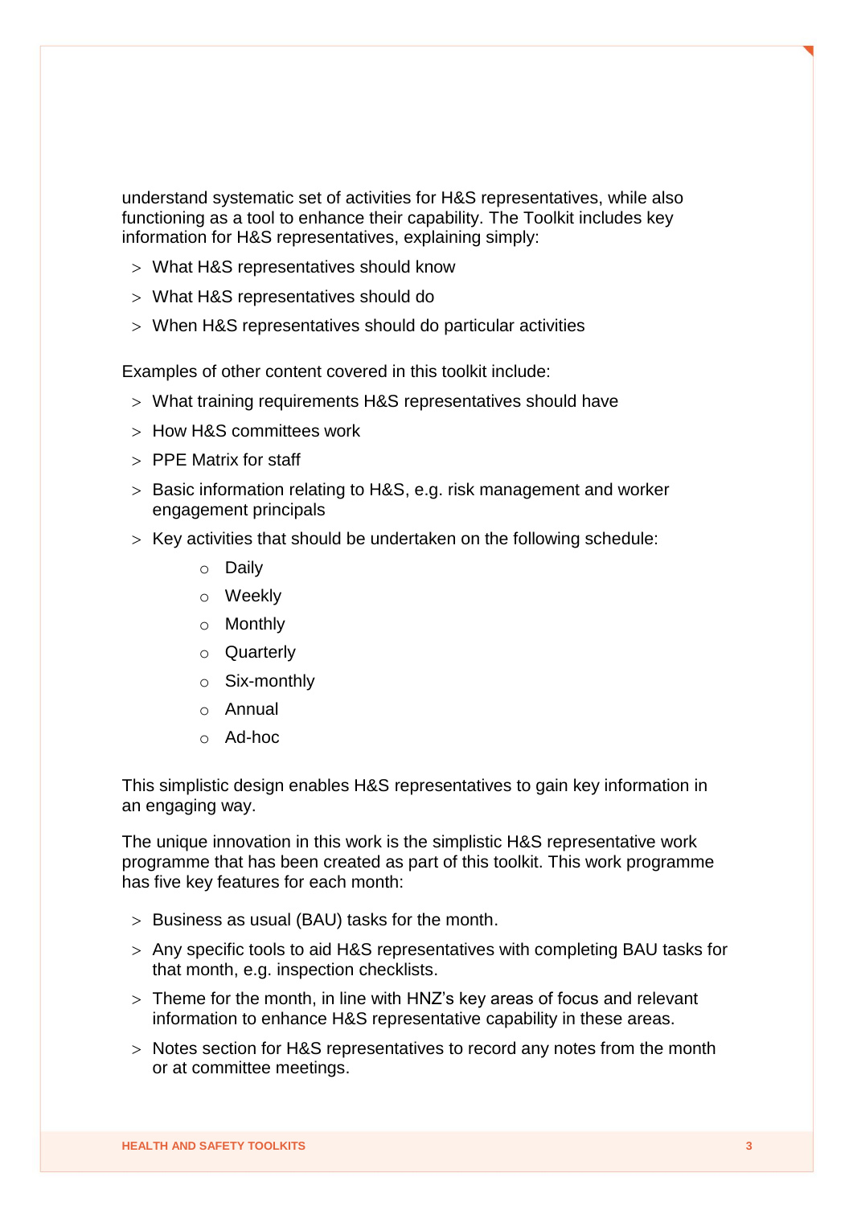understand systematic set of activities for H&S representatives, while also functioning as a tool to enhance their capability. The Toolkit includes key information for H&S representatives, explaining simply:

- What H&S representatives should know
- What H&S representatives should do
- When H&S representatives should do particular activities

Examples of other content covered in this toolkit include:

- What training requirements H&S representatives should have
- How H&S committees work
- PPE Matrix for staff
- Basic information relating to H&S, e.g. risk management and worker engagement principals
- Key activities that should be undertaken on the following schedule:
    - Daily
    - Weekly
    - Monthly
    - Quarterly
    - Six-monthly
    - Annual
    - Ad-hoc

This simplistic design enables H&S representatives to gain key information in an engaging way.

The unique innovation in this work is the simplistic H&S representative work programme that has been created as part of this toolkit. This work programme has five key features for each month:

- Business as usual (BAU) tasks for the month.
- Any specific tools to aid H&S representatives with completing BAU tasks for that month, e.g. inspection checklists.
- Theme for the month, in line with HNZ's key areas of focus and relevant information to enhance H&S representative capability in these areas.
- Notes section for H&S representatives to record any notes from the month or at committee meetings.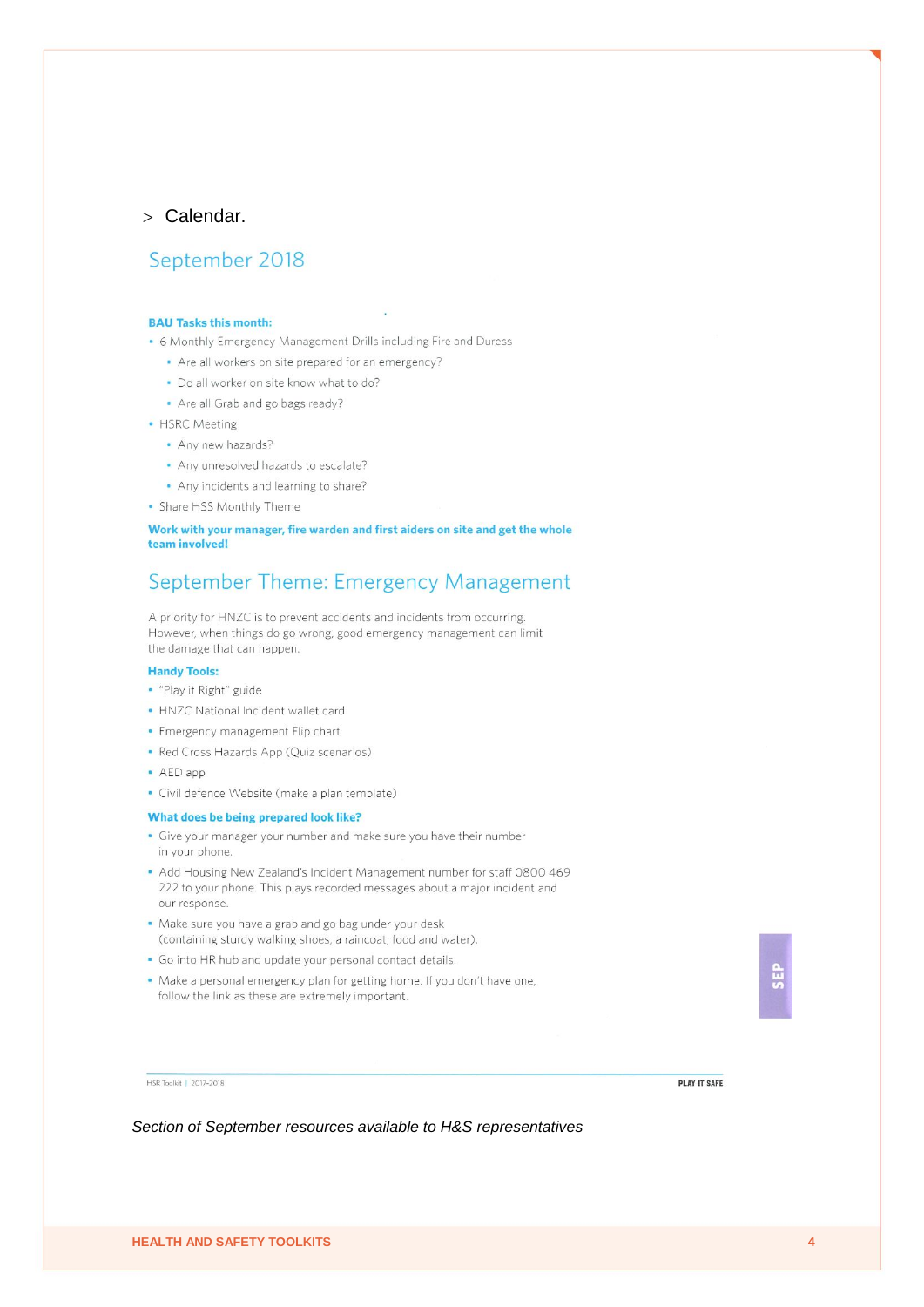> Calendar.

## September 2018

**BAU Tasks this month:**

- 6 Monthly Emergency Management Drills including Fire and Duress
  - Are all workers on site prepared for an emergency?
  - Do all worker on site know what to do?
  - Are all Grab and go bags ready?
- HSRC Meeting
  - Any new hazards?
  - Any unresolved hazards to escalate?
  - Any incidents and learning to share?
- Share HSS Monthly Theme

**Work with your manager, fire warden and first aiders on site and get the whole team involved!**

## September Theme: Emergency Management

A priority for HNZC is to prevent accidents and incidents from occurring. However, when things do go wrong, good emergency management can limit the damage that can happen.

**Handy Tools:**

- "Play it Right" guide
- HNZC National Incident wallet card
- Emergency management Flip chart
- Red Cross Hazards App (Quiz scenarios)
- AED app
- Civil defence Website (make a plan template)

**What does be being prepared look like?**

- Give your manager your number and make sure you have their number in your phone.
- Add Housing New Zealand's Incident Management number for staff 0800 469 222 to your phone. This plays recorded messages about a major incident and our response.
- Make sure you have a grab and go bag under your desk (containing sturdy walking shoes, a raincoat, food and water).
- Go into HR hub and update your personal contact details.
- Make a personal emergency plan for getting home. If you don't have one, follow the link as these are extremely important.

SEP

HSR Toolkit | 2017–2018 PLAY IT SAFE

*Section of September resources available to H&S representatives*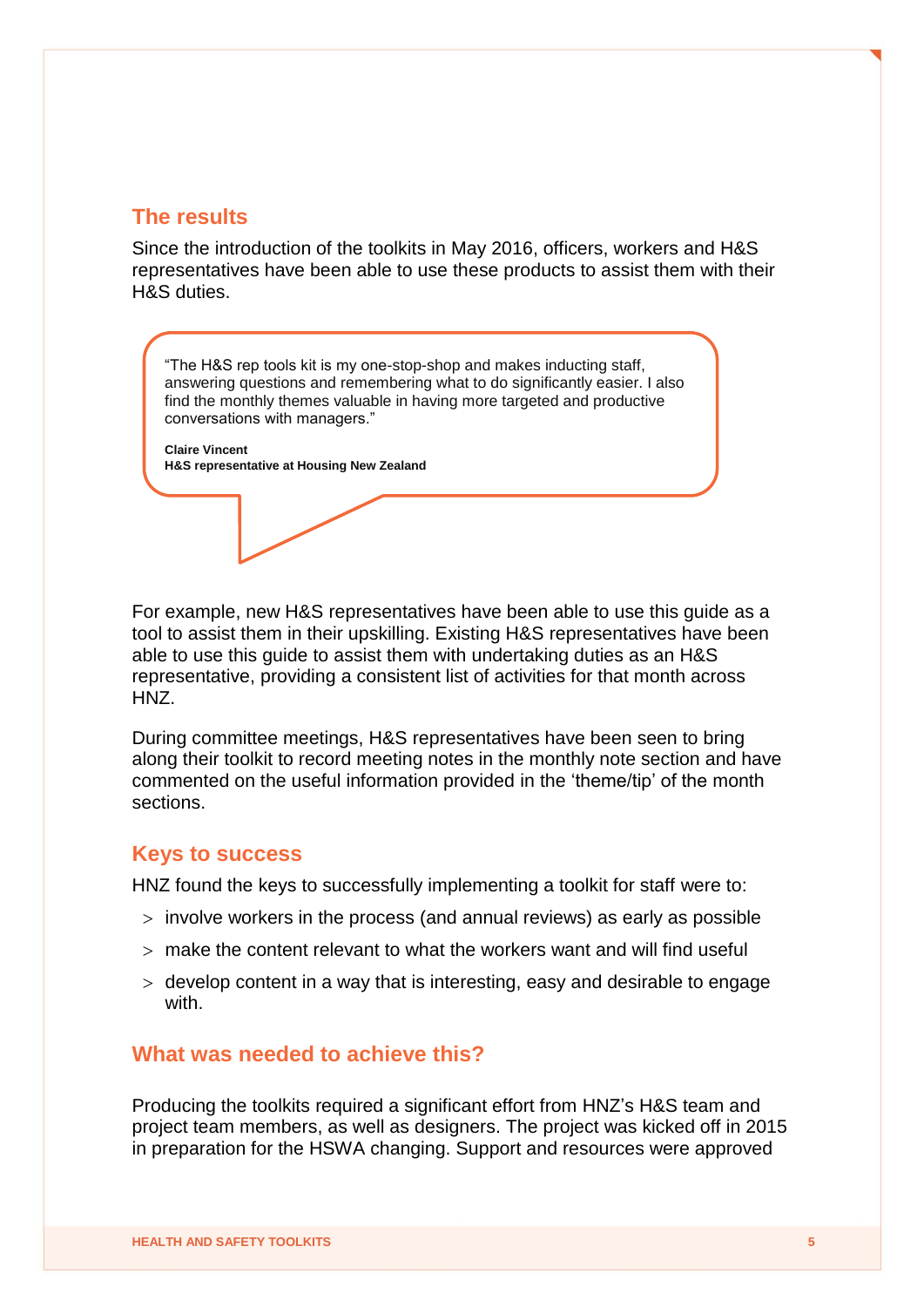## The results

Since the introduction of the toolkits in May 2016, officers, workers and H&S representatives have been able to use these products to assist them with their H&S duties.

> "The H&S rep tools kit is my one-stop-shop and makes inducting staff, answering questions and remembering what to do significantly easier. I also find the monthly themes valuable in having more targeted and productive conversations with managers."
>
> **Claire Vincent**
> **H&S representative at Housing New Zealand**

For example, new H&S representatives have been able to use this guide as a tool to assist them in their upskilling. Existing H&S representatives have been able to use this guide to assist them with undertaking duties as an H&S representative, providing a consistent list of activities for that month across HNZ.

During committee meetings, H&S representatives have been seen to bring along their toolkit to record meeting notes in the monthly note section and have commented on the useful information provided in the 'theme/tip' of the month sections.

## Keys to success

HNZ found the keys to successfully implementing a toolkit for staff were to:

- involve workers in the process (and annual reviews) as early as possible
- make the content relevant to what the workers want and will find useful
- develop content in a way that is interesting, easy and desirable to engage with.

## What was needed to achieve this?

Producing the toolkits required a significant effort from HNZ's H&S team and project team members, as well as designers. The project was kicked off in 2015 in preparation for the HSWA changing. Support and resources were approved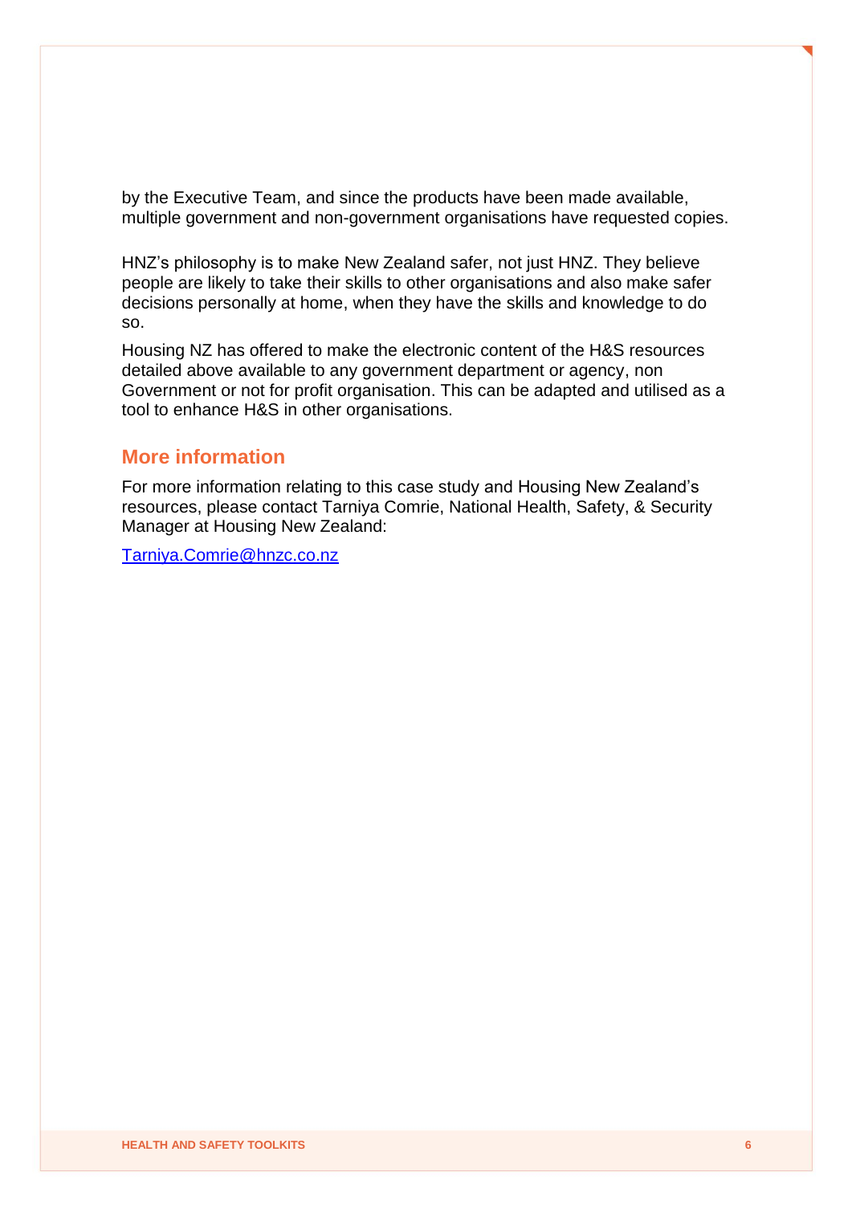by the Executive Team, and since the products have been made available, multiple government and non-government organisations have requested copies.

HNZ's philosophy is to make New Zealand safer, not just HNZ. They believe people are likely to take their skills to other organisations and also make safer decisions personally at home, when they have the skills and knowledge to do so.

Housing NZ has offered to make the electronic content of the H&S resources detailed above available to any government department or agency, non Government or not for profit organisation. This can be adapted and utilised as a tool to enhance H&S in other organisations.

## More information

For more information relating to this case study and Housing New Zealand's resources, please contact Tarniya Comrie, National Health, Safety, & Security Manager at Housing New Zealand:

Tarniya.Comrie@hnzc.co.nz